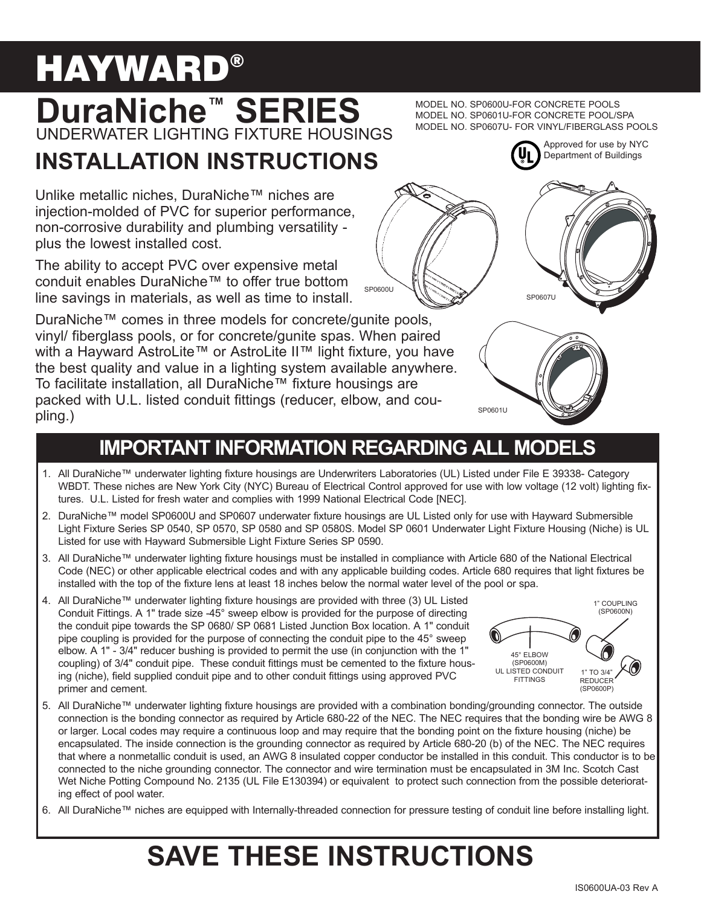# HAYWARD®

# DuraNiche™ SERIES

UNDERWATER LIGHTING FIXTURE HOUSINGS

MODEL NO. SP0600U-FOR CONCRETE POOLS
MODEL NO. SP0601U-FOR CONCRETE POOL/SPA
MODEL NO. SP0607U- FOR VINYL/FIBERGLASS POOLS

Approved for use by NYC Department of Buildings

## INSTALLATION INSTRUCTIONS

Unlike metallic niches, DuraNiche™ niches are injection-molded of PVC for superior performance, non-corrosive durability and plumbing versatility - plus the lowest installed cost.

The ability to accept PVC over expensive metal conduit enables DuraNiche™ to offer true bottom line savings in materials, as well as time to install.

DuraNiche™ comes in three models for concrete/gunite pools, vinyl/ fiberglass pools, or for concrete/gunite spas. When paired with a Hayward AstroLite™ or AstroLite II™ light fixture, you have the best quality and value in a lighting system available anywhere. To facilitate installation, all DuraNiche™ fixture housings are packed with U.L. listed conduit fittings (reducer, elbow, and coupling.)

SP0600U

SP0607U

SP0601U

## IMPORTANT INFORMATION REGARDING ALL MODELS

1. All DuraNiche™ underwater lighting fixture housings are Underwriters Laboratories (UL) Listed under File E 39338- Category WBDT. These niches are New York City (NYC) Bureau of Electrical Control approved for use with low voltage (12 volt) lighting fixtures. U.L. Listed for fresh water and complies with 1999 National Electrical Code [NEC].
2. DuraNiche™ model SP0600U and SP0607 underwater fixture housings are UL Listed only for use with Hayward Submersible Light Fixture Series SP 0540, SP 0570, SP 0580 and SP 0580S. Model SP 0601 Underwater Light Fixture Housing (Niche) is UL Listed for use with Hayward Submersible Light Fixture Series SP 0590.
3. All DuraNiche™ underwater lighting fixture housings must be installed in compliance with Article 680 of the National Electrical Code (NEC) or other applicable electrical codes and with any applicable building codes. Article 680 requires that light fixtures be installed with the top of the fixture lens at least 18 inches below the normal water level of the pool or spa.
4. All DuraNiche™ underwater lighting fixture housings are provided with three (3) UL Listed Conduit Fittings. A 1" trade size -45° sweep elbow is provided for the purpose of directing the conduit pipe towards the SP 0680/ SP 0681 Listed Junction Box location. A 1" conduit pipe coupling is provided for the purpose of connecting the conduit pipe to the 45° sweep elbow. A 1" - 3/4" reducer bushing is provided to permit the use (in conjunction with the 1" coupling) of 3/4" conduit pipe. These conduit fittings must be cemented to the fixture housing (niche), field supplied conduit pipe and to other conduit fittings using approved PVC primer and cement.

   1" COUPLING (SP0600N)

   45° ELBOW (SP0600M) UL LISTED CONDUIT FITTINGS

   1" TO 3/4" REDUCER (SP0600P)

5. All DuraNiche™ underwater lighting fixture housings are provided with a combination bonding/grounding connector. The outside connection is the bonding connector as required by Article 680-22 of the NEC. The NEC requires that the bonding wire be AWG 8 or larger. Local codes may require a continuous loop and may require that the bonding point on the fixture housing (niche) be encapsulated. The inside connection is the grounding connector as required by Article 680-20 (b) of the NEC. The NEC requires that where a nonmetallic conduit is used, an AWG 8 insulated copper conductor be installed in this conduit. This conductor is to be connected to the niche grounding connector. The connector and wire termination must be encapsulated in 3M Inc. Scotch Cast Wet Niche Potting Compound No. 2135 (UL File E130394) or equivalent to protect such connection from the possible deteriorating effect of pool water.
6. All DuraNiche™ niches are equipped with Internally-threaded connection for pressure testing of conduit line before installing light.

# SAVE THESE INSTRUCTIONS

IS0600UA-03 Rev A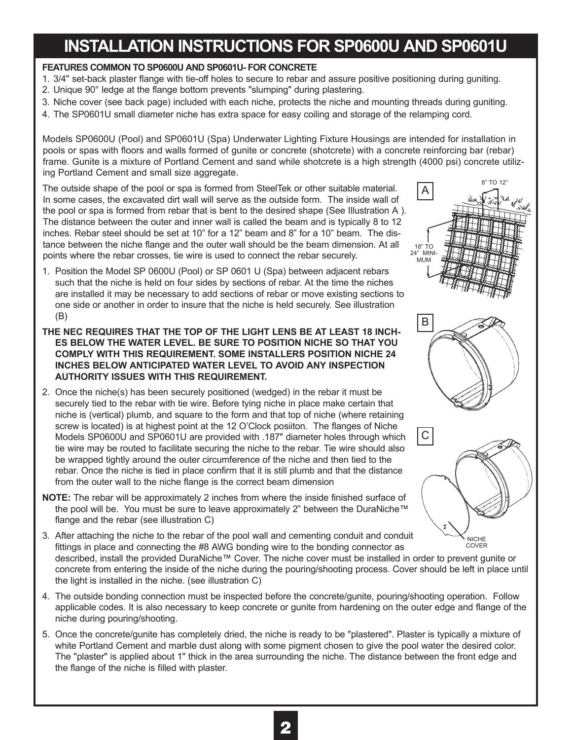# INSTALLATION INSTRUCTIONS FOR SP0600U AND SP0601U

**FEATURES COMMON TO SP0600U AND SP0601U- FOR CONCRETE**

1. 3/4" set-back plaster flange with tie-off holes to secure to rebar and assure positive positioning during guniting.
2. Unique 90° ledge at the flange bottom prevents "slumping" during plastering.
3. Niche cover (see back page) included with each niche, protects the niche and mounting threads during guniting.
4. The SP0601U small diameter niche has extra space for easy coiling and storage of the relamping cord.

Models SP0600U (Pool) and SP0601U (Spa) Underwater Lighting Fixture Housings are intended for installation in pools or spas with floors and walls formed of gunite or concrete (shotcrete) with a concrete reinforcing bar (rebar) frame. Gunite is a mixture of Portland Cement and sand while shotcrete is a high strength (4000 psi) concrete utilizing Portland Cement and small size aggregate.

The outside shape of the pool or spa is formed from SteelTek or other suitable material. In some cases, the excavated dirt wall will serve as the outside form. The inside wall of the pool or spa is formed from rebar that is bent to the desired shape (See Illustration A ). The distance between the outer and inner wall is called the beam and is typically 8 to 12 inches. Rebar steel should be set at 10" for a 12" beam and 8" for a 10" beam. The distance between the niche flange and the outer wall should be the beam dimension. At all points where the rebar crosses, tie wire is used to connect the rebar securely.

A

8" TO 12"

18" TO 24" MINIMUM

1. Position the Model SP 0600U (Pool) or SP 0601 U (Spa) between adjacent rebars such that the niche is held on four sides by sections of rebar. At the time the niches are installed it may be necessary to add sections of rebar or move existing sections to one side or another in order to insure that the niche is held securely. See illustration (B)

B

**THE NEC REQUIRES THAT THE TOP OF THE LIGHT LENS BE AT LEAST 18 INCHES BELOW THE WATER LEVEL. BE SURE TO POSITION NICHE SO THAT YOU COMPLY WITH THIS REQUIREMENT. SOME INSTALLERS POSITION NICHE 24 INCHES BELOW ANTICIPATED WATER LEVEL TO AVOID ANY INSPECTION AUTHORITY ISSUES WITH THIS REQUIREMENT.**

2. Once the niche(s) has been securely positioned (wedged) in the rebar it must be securely tied to the rebar with tie wire. Before tying niche in place make certain that niche is (vertical) plumb, and square to the form and that top of niche (where retaining screw is located) is at highest point at the 12 O'Clock posiiton. The flanges of Niche Models SP0600U and SP0601U are provided with .187" diameter holes through which tie wire may be routed to facilitate securing the niche to the rebar. Tie wire should also be wrapped tightly around the outer circumference of the niche and then tied to the rebar. Once the niche is tied in place confirm that it is still plumb and that the distance from the outer wall to the niche flange is the correct beam dimension

C

NICHE COVER

**NOTE:** The rebar will be approximately 2 inches from where the inside finished surface of the pool will be. You must be sure to leave approximately 2" between the DuraNiche™ flange and the rebar (see illustration C)

3. After attaching the niche to the rebar of the pool wall and cementing conduit and conduit fittings in place and connecting the #8 AWG bonding wire to the bonding connector as described, install the provided DuraNiche™ Cover. The niche cover must be installed in order to prevent gunite or concrete from entering the inside of the niche during the pouring/shooting process. Cover should be left in place until the light is installed in the niche. (see illustration C)
4. The outside bonding connection must be inspected before the concrete/gunite, pouring/shooting operation. Follow applicable codes. It is also necessary to keep concrete or gunite from hardening on the outer edge and flange of the niche during pouring/shooting.
5. Once the concrete/gunite has completely dried, the niche is ready to be "plastered". Plaster is typically a mixture of white Portland Cement and marble dust along with some pigment chosen to give the pool water the desired color. The "plaster" is applied about 1" thick in the area surrounding the niche. The distance between the front edge and the flange of the niche is filled with plaster.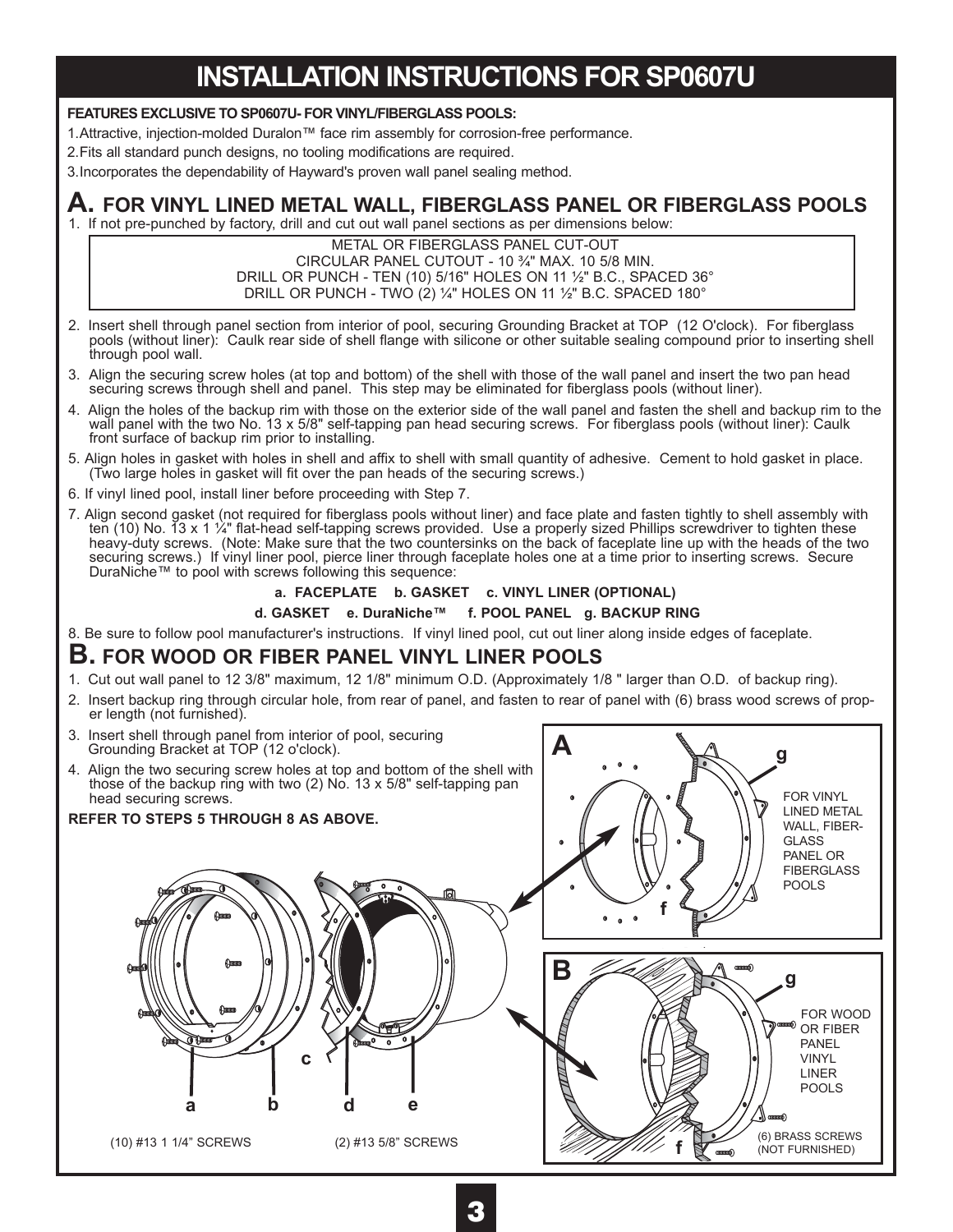# INSTALLATION INSTRUCTIONS FOR SP0607U

**FEATURES EXCLUSIVE TO SP0607U- FOR VINYL/FIBERGLASS POOLS:**

1. Attractive, injection-molded Duralon™ face rim assembly for corrosion-free performance.
2. Fits all standard punch designs, no tooling modifications are required.
3. Incorporates the dependability of Hayward's proven wall panel sealing method.

## A. FOR VINYL LINED METAL WALL, FIBERGLASS PANEL OR FIBERGLASS POOLS

1. If not pre-punched by factory, drill and cut out wall panel sections as per dimensions below:

> METAL OR FIBERGLASS PANEL CUT-OUT
> CIRCULAR PANEL CUTOUT - 10 ¾" MAX. 10 5/8 MIN.
> DRILL OR PUNCH - TEN (10) 5/16" HOLES ON 11 ½" B.C., SPACED 36°
> DRILL OR PUNCH - TWO (2) ¼" HOLES ON 11 ½" B.C. SPACED 180°

2. Insert shell through panel section from interior of pool, securing Grounding Bracket at TOP (12 O'clock). For fiberglass pools (without liner): Caulk rear side of shell flange with silicone or other suitable sealing compound prior to inserting shell through pool wall.
3. Align the securing screw holes (at top and bottom) of the shell with those of the wall panel and insert the two pan head securing screws through shell and panel. This step may be eliminated for fiberglass pools (without liner).
4. Align the holes of the backup rim with those on the exterior side of the wall panel and fasten the shell and backup rim to the wall panel with the two No. 13 x 5/8" self-tapping pan head securing screws. For fiberglass pools (without liner): Caulk front surface of backup rim prior to installing.
5. Align holes in gasket with holes in shell and affix to shell with small quantity of adhesive. Cement to hold gasket in place. (Two large holes in gasket will fit over the pan heads of the securing screws.)
6. If vinyl lined pool, install liner before proceeding with Step 7.
7. Align second gasket (not required for fiberglass pools without liner) and face plate and fasten tightly to shell assembly with ten (10) No. 13 x 1 ¼" flat-head self-tapping screws provided. Use a properly sized Phillips screwdriver to tighten these heavy-duty screws. (Note: Make sure that the two countersinks on the back of faceplate line up with the heads of the two securing screws.) If vinyl liner pool, pierce liner through faceplate holes one at a time prior to inserting screws. Secure DuraNiche™ to pool with screws following this sequence:

   **a. FACEPLATE b. GASKET c. VINYL LINER (OPTIONAL)**
   **d. GASKET e. DuraNiche™ f. POOL PANEL g. BACKUP RING**

8. Be sure to follow pool manufacturer's instructions. If vinyl lined pool, cut out liner along inside edges of faceplate.

## B. FOR WOOD OR FIBER PANEL VINYL LINER POOLS

1. Cut out wall panel to 12 3/8" maximum, 12 1/8" minimum O.D. (Approximately 1/8 " larger than O.D. of backup ring).
2. Insert backup ring through circular hole, from rear of panel, and fasten to rear of panel with (6) brass wood screws of proper length (not furnished).
3. Insert shell through panel from interior of pool, securing Grounding Bracket at TOP (12 o'clock).
4. Align the two securing screw holes at top and bottom of the shell with those of the backup ring with two (2) No. 13 x 5/8" self-tapping pan head securing screws.

**REFER TO STEPS 5 THROUGH 8 AS ABOVE.**

A — FOR VINYL LINED METAL WALL, FIBERGLASS PANEL OR FIBERGLASS POOLS (f, g)

B — FOR WOOD OR FIBER PANEL VINYL LINER POOLS (f, g) — (6) BRASS SCREWS (NOT FURNISHED)

a b c d e — (10) #13 1 1/4" SCREWS — (2) #13 5/8" SCREWS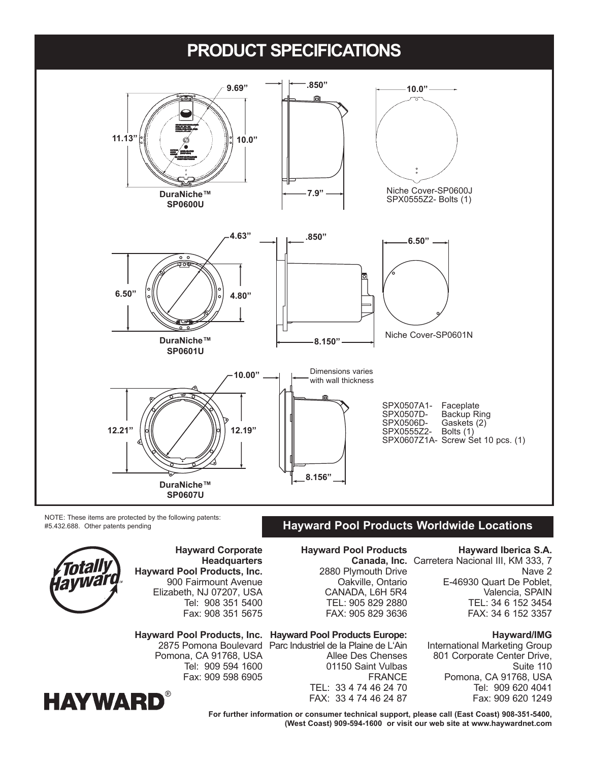# PRODUCT SPECIFICATIONS

9.69"

11.13"

10.0"

**DuraNiche™**
**SP0600U**

.850"

7.9"

10.0"

Niche Cover-SP0600J
SPX0555Z2- Bolts (1)

4.63"

6.50"

4.80"

**DuraNiche™**
**SP0601U**

.850"

8.150"

6.50"

Niche Cover-SP0601N

10.00"

12.21"

12.19"

**DuraNiche™**
**SP0607U**

Dimensions varies with wall thickness

8.156"

SPX0507A1- Faceplate
SPX0507D- Backup Ring
SPX0506D- Gaskets (2)
SPX0555Z2- Bolts (1)
SPX0607Z1A- Screw Set 10 pcs. (1)

NOTE: These items are protected by the following patents: #5.432.688. Other patents pending

## Hayward Pool Products Worldwide Locations

Totally Hayward™

**Hayward Corporate Headquarters**
**Hayward Pool Products, Inc.**
900 Fairmount Avenue
Elizabeth, NJ 07207, USA
Tel: 908 351 5400
Fax: 908 351 5675

**Hayward Pool Products Canada, Inc.**
2880 Plymouth Drive
Oakville, Ontario
CANADA, L6H 5R4
TEL: 905 829 2880
FAX: 905 829 3636

**Hayward Iberica S.A.**
Carretera Nacional III, KM 333, 7
Nave 2
E-46930 Quart De Poblet,
Valencia, SPAIN
TEL: 34 6 152 3454
FAX: 34 6 152 3357

**Hayward Pool Products, Inc.**
2875 Pomona Boulevard
Pomona, CA 91768, USA
Tel: 909 594 1600
Fax: 909 598 6905

**Hayward Pool Products Europe:**
Parc Industriel de la Plaine de L'Ain
Allee Des Chenses
01150 Saint Vulbas
FRANCE
TEL: 33 4 74 46 24 70
FAX: 33 4 74 46 24 87

**Hayward/IMG**
International Marketing Group
801 Corporate Center Drive,
Suite 110
Pomona, CA 91768, USA
Tel: 909 620 4041
Fax: 909 620 1249

HAYWARD®

**For further information or consumer technical support, please call (East Coast) 908-351-5400, (West Coast) 909-594-1600 or visit our web site at www.haywardnet.com**